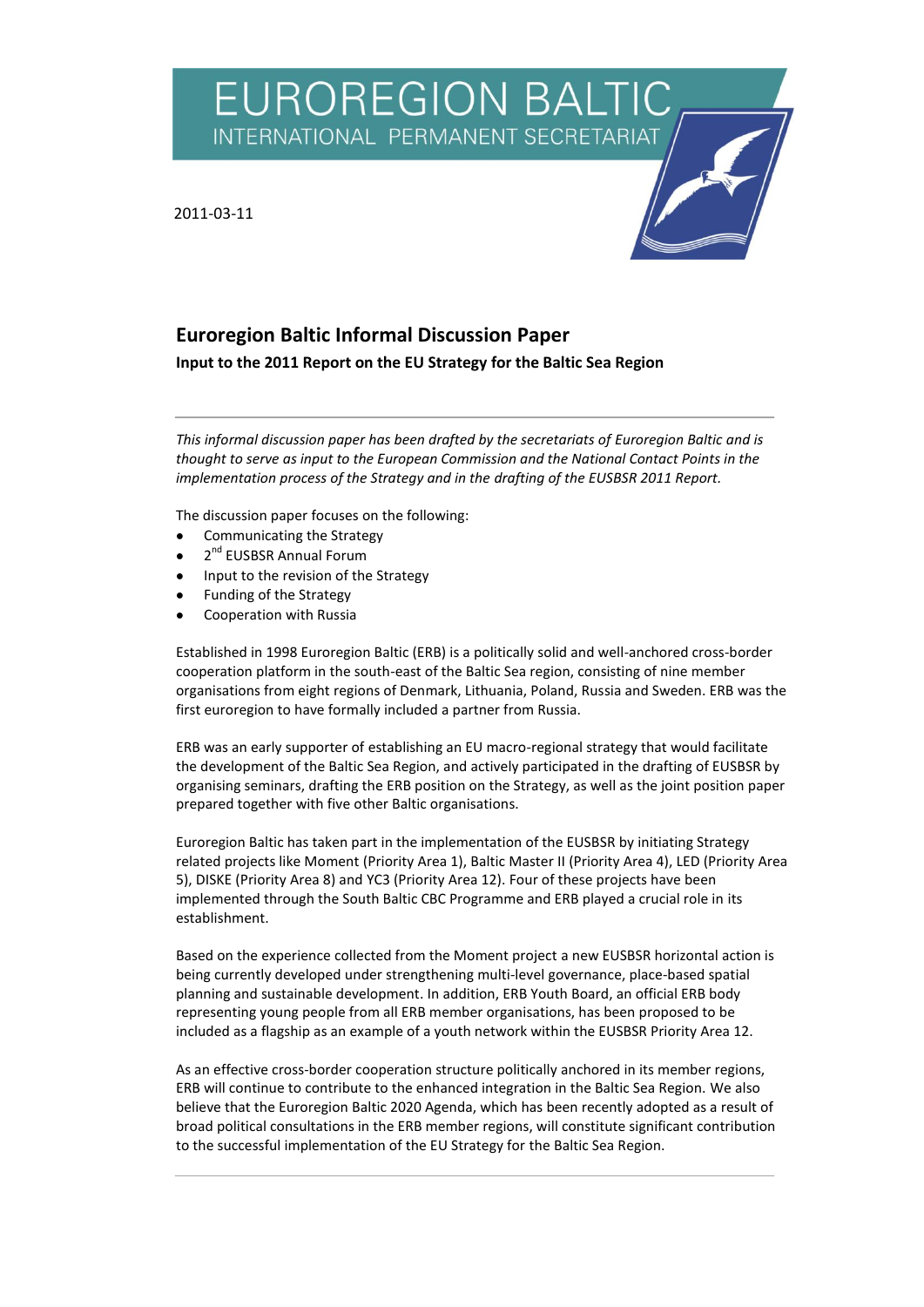EUROREGION BALTIC
INTERNATIONAL PERMANENT SECRETARIAT

2011-03-11

# Euroregion Baltic Informal Discussion Paper

**Input to the 2011 Report on the EU Strategy for the Baltic Sea Region**

---

*This informal discussion paper has been drafted by the secretariats of Euroregion Baltic and is thought to serve as input to the European Commission and the National Contact Points in the implementation process of the Strategy and in the drafting of the EUSBSR 2011 Report.*

The discussion paper focuses on the following:

- Communicating the Strategy
- 2nd EUSBSR Annual Forum
- Input to the revision of the Strategy
- Funding of the Strategy
- Cooperation with Russia

Established in 1998 Euroregion Baltic (ERB) is a politically solid and well-anchored cross-border cooperation platform in the south-east of the Baltic Sea region, consisting of nine member organisations from eight regions of Denmark, Lithuania, Poland, Russia and Sweden. ERB was the first euroregion to have formally included a partner from Russia.

ERB was an early supporter of establishing an EU macro-regional strategy that would facilitate the development of the Baltic Sea Region, and actively participated in the drafting of EUSBSR by organising seminars, drafting the ERB position on the Strategy, as well as the joint position paper prepared together with five other Baltic organisations.

Euroregion Baltic has taken part in the implementation of the EUSBSR by initiating Strategy related projects like Moment (Priority Area 1), Baltic Master II (Priority Area 4), LED (Priority Area 5), DISKE (Priority Area 8) and YC3 (Priority Area 12). Four of these projects have been implemented through the South Baltic CBC Programme and ERB played a crucial role in its establishment.

Based on the experience collected from the Moment project a new EUSBSR horizontal action is being currently developed under strengthening multi-level governance, place-based spatial planning and sustainable development. In addition, ERB Youth Board, an official ERB body representing young people from all ERB member organisations, has been proposed to be included as a flagship as an example of a youth network within the EUSBSR Priority Area 12.

As an effective cross-border cooperation structure politically anchored in its member regions, ERB will continue to contribute to the enhanced integration in the Baltic Sea Region. We also believe that the Euroregion Baltic 2020 Agenda, which has been recently adopted as a result of broad political consultations in the ERB member regions, will constitute significant contribution to the successful implementation of the EU Strategy for the Baltic Sea Region.

---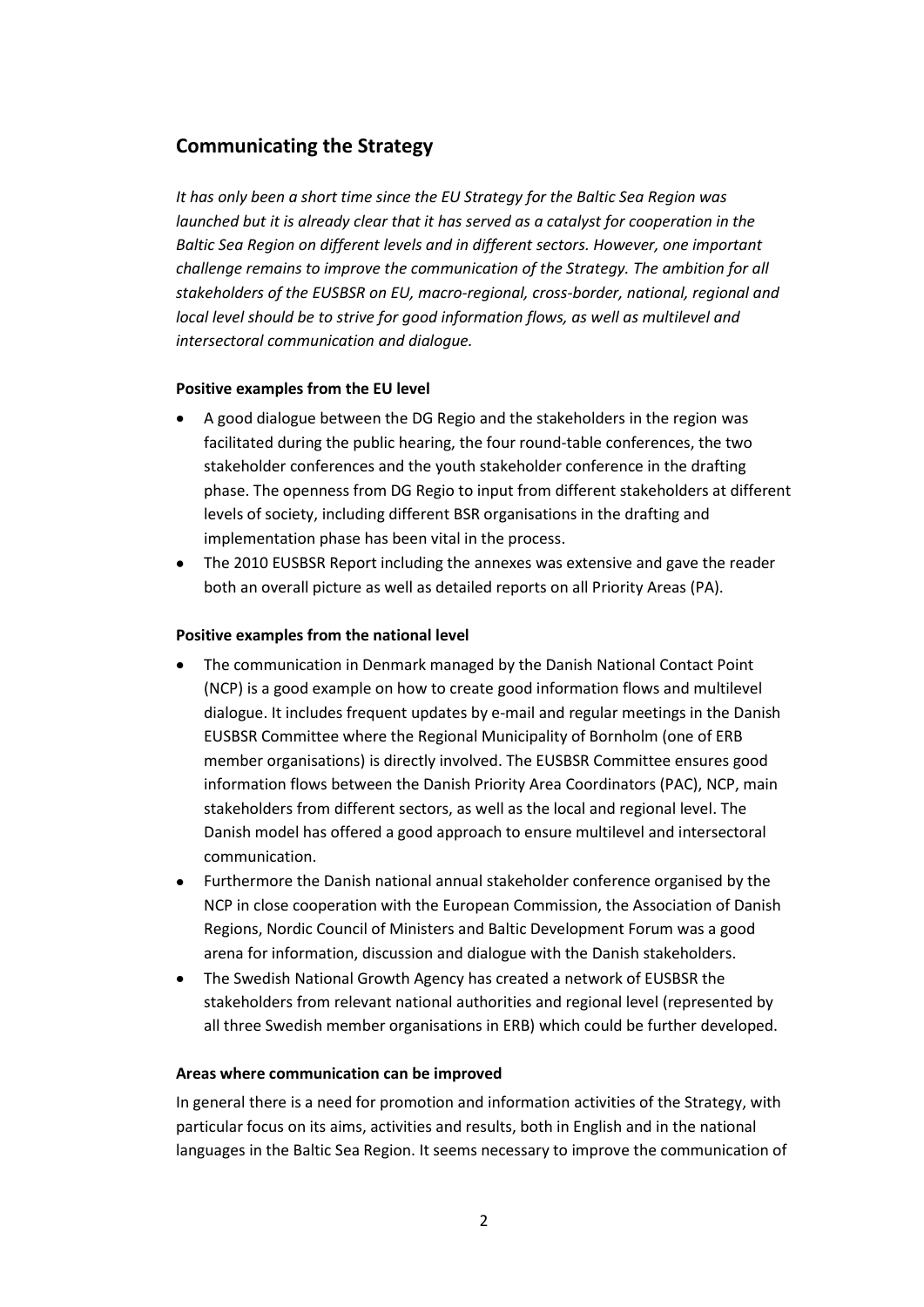## Communicating the Strategy

*It has only been a short time since the EU Strategy for the Baltic Sea Region was launched but it is already clear that it has served as a catalyst for cooperation in the Baltic Sea Region on different levels and in different sectors. However, one important challenge remains to improve the communication of the Strategy. The ambition for all stakeholders of the EUSBSR on EU, macro-regional, cross-border, national, regional and local level should be to strive for good information flows, as well as multilevel and intersectoral communication and dialogue.*

**Positive examples from the EU level**

- A good dialogue between the DG Regio and the stakeholders in the region was facilitated during the public hearing, the four round-table conferences, the two stakeholder conferences and the youth stakeholder conference in the drafting phase. The openness from DG Regio to input from different stakeholders at different levels of society, including different BSR organisations in the drafting and implementation phase has been vital in the process.
- The 2010 EUSBSR Report including the annexes was extensive and gave the reader both an overall picture as well as detailed reports on all Priority Areas (PA).

**Positive examples from the national level**

- The communication in Denmark managed by the Danish National Contact Point (NCP) is a good example on how to create good information flows and multilevel dialogue. It includes frequent updates by e-mail and regular meetings in the Danish EUSBSR Committee where the Regional Municipality of Bornholm (one of ERB member organisations) is directly involved. The EUSBSR Committee ensures good information flows between the Danish Priority Area Coordinators (PAC), NCP, main stakeholders from different sectors, as well as the local and regional level. The Danish model has offered a good approach to ensure multilevel and intersectoral communication.
- Furthermore the Danish national annual stakeholder conference organised by the NCP in close cooperation with the European Commission, the Association of Danish Regions, Nordic Council of Ministers and Baltic Development Forum was a good arena for information, discussion and dialogue with the Danish stakeholders.
- The Swedish National Growth Agency has created a network of EUSBSR the stakeholders from relevant national authorities and regional level (represented by all three Swedish member organisations in ERB) which could be further developed.

**Areas where communication can be improved**

In general there is a need for promotion and information activities of the Strategy, with particular focus on its aims, activities and results, both in English and in the national languages in the Baltic Sea Region. It seems necessary to improve the communication of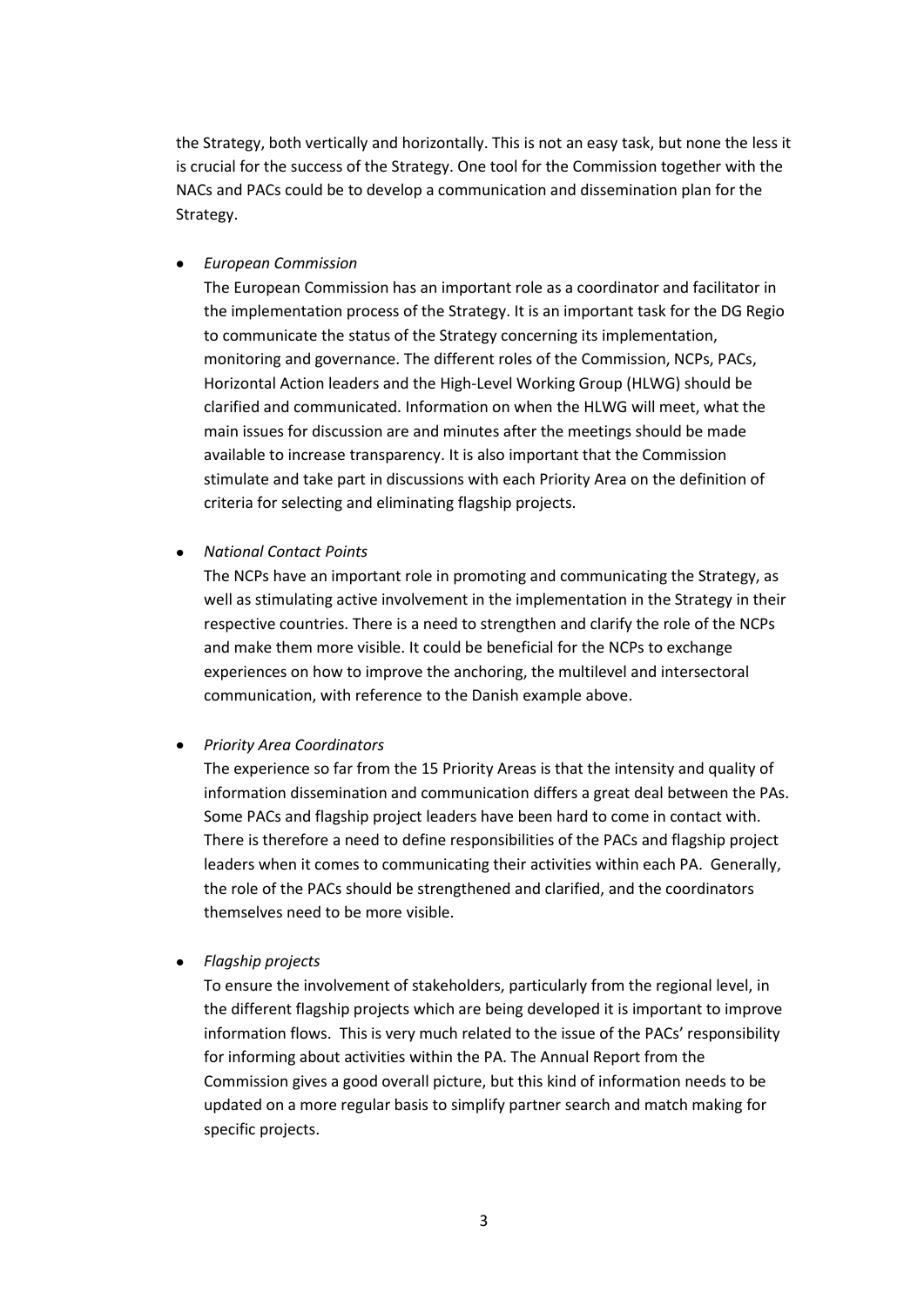the Strategy, both vertically and horizontally. This is not an easy task, but none the less it is crucial for the success of the Strategy. One tool for the Commission together with the NACs and PACs could be to develop a communication and dissemination plan for the Strategy.

- *European Commission*

  The European Commission has an important role as a coordinator and facilitator in the implementation process of the Strategy. It is an important task for the DG Regio to communicate the status of the Strategy concerning its implementation, monitoring and governance. The different roles of the Commission, NCPs, PACs, Horizontal Action leaders and the High-Level Working Group (HLWG) should be clarified and communicated. Information on when the HLWG will meet, what the main issues for discussion are and minutes after the meetings should be made available to increase transparency. It is also important that the Commission stimulate and take part in discussions with each Priority Area on the definition of criteria for selecting and eliminating flagship projects.

- *National Contact Points*

  The NCPs have an important role in promoting and communicating the Strategy, as well as stimulating active involvement in the implementation in the Strategy in their respective countries. There is a need to strengthen and clarify the role of the NCPs and make them more visible. It could be beneficial for the NCPs to exchange experiences on how to improve the anchoring, the multilevel and intersectoral communication, with reference to the Danish example above.

- *Priority Area Coordinators*

  The experience so far from the 15 Priority Areas is that the intensity and quality of information dissemination and communication differs a great deal between the PAs. Some PACs and flagship project leaders have been hard to come in contact with. There is therefore a need to define responsibilities of the PACs and flagship project leaders when it comes to communicating their activities within each PA. Generally, the role of the PACs should be strengthened and clarified, and the coordinators themselves need to be more visible.

- *Flagship projects*

  To ensure the involvement of stakeholders, particularly from the regional level, in the different flagship projects which are being developed it is important to improve information flows. This is very much related to the issue of the PACs' responsibility for informing about activities within the PA. The Annual Report from the Commission gives a good overall picture, but this kind of information needs to be updated on a more regular basis to simplify partner search and match making for specific projects.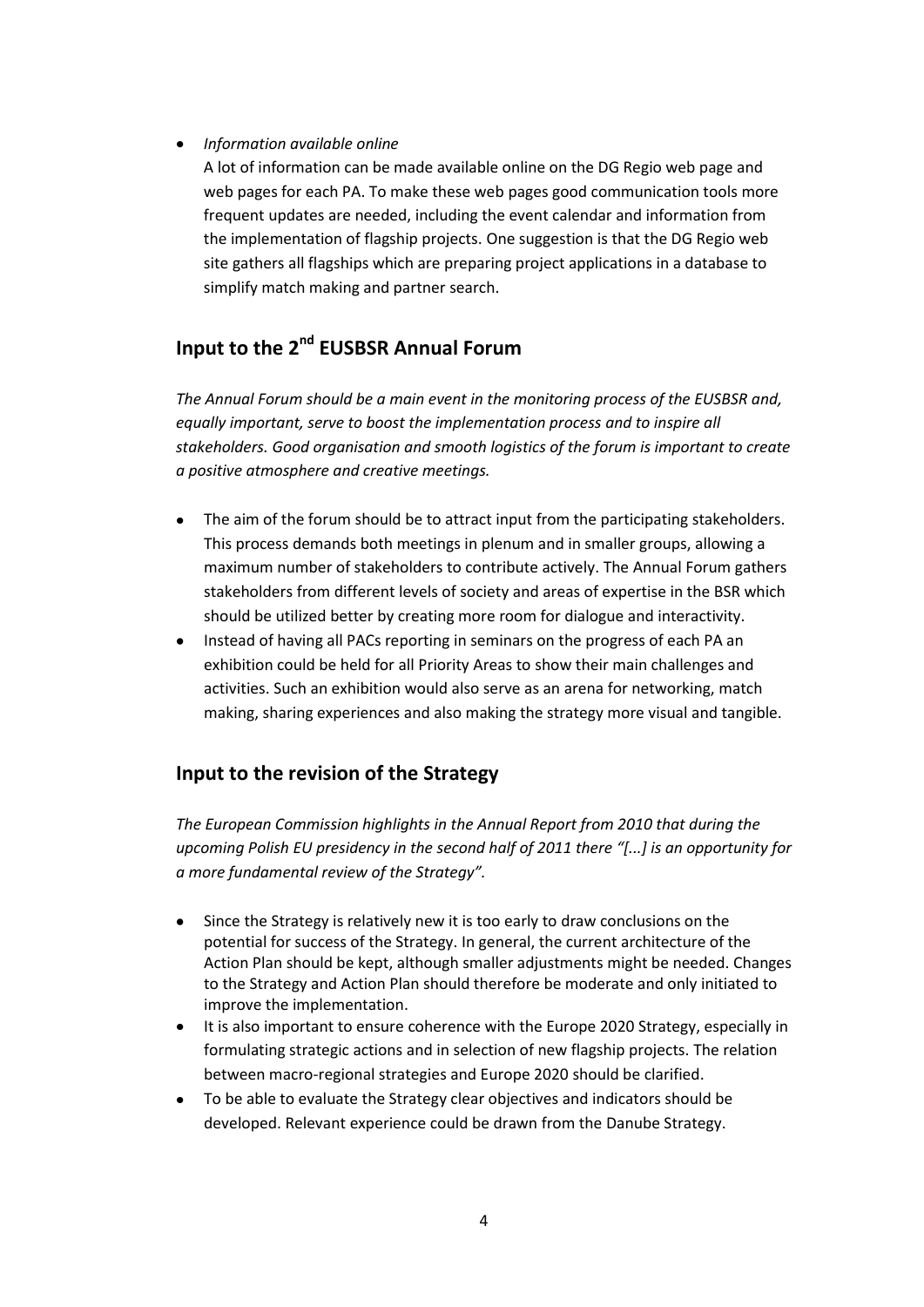- *Information available online*

  A lot of information can be made available online on the DG Regio web page and web pages for each PA. To make these web pages good communication tools more frequent updates are needed, including the event calendar and information from the implementation of flagship projects. One suggestion is that the DG Regio web site gathers all flagships which are preparing project applications in a database to simplify match making and partner search.

## Input to the 2nd EUSBSR Annual Forum

*The Annual Forum should be a main event in the monitoring process of the EUSBSR and, equally important, serve to boost the implementation process and to inspire all stakeholders. Good organisation and smooth logistics of the forum is important to create a positive atmosphere and creative meetings.*

- The aim of the forum should be to attract input from the participating stakeholders. This process demands both meetings in plenum and in smaller groups, allowing a maximum number of stakeholders to contribute actively. The Annual Forum gathers stakeholders from different levels of society and areas of expertise in the BSR which should be utilized better by creating more room for dialogue and interactivity.
- Instead of having all PACs reporting in seminars on the progress of each PA an exhibition could be held for all Priority Areas to show their main challenges and activities. Such an exhibition would also serve as an arena for networking, match making, sharing experiences and also making the strategy more visual and tangible.

## Input to the revision of the Strategy

*The European Commission highlights in the Annual Report from 2010 that during the upcoming Polish EU presidency in the second half of 2011 there "[...] is an opportunity for a more fundamental review of the Strategy".*

- Since the Strategy is relatively new it is too early to draw conclusions on the potential for success of the Strategy. In general, the current architecture of the Action Plan should be kept, although smaller adjustments might be needed. Changes to the Strategy and Action Plan should therefore be moderate and only initiated to improve the implementation.
- It is also important to ensure coherence with the Europe 2020 Strategy, especially in formulating strategic actions and in selection of new flagship projects. The relation between macro-regional strategies and Europe 2020 should be clarified.
- To be able to evaluate the Strategy clear objectives and indicators should be developed. Relevant experience could be drawn from the Danube Strategy.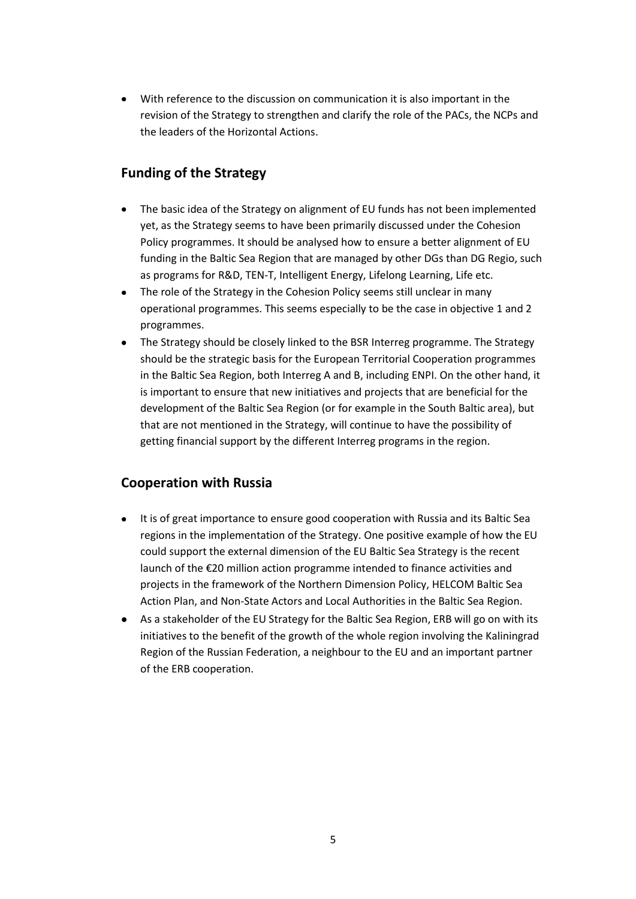- With reference to the discussion on communication it is also important in the revision of the Strategy to strengthen and clarify the role of the PACs, the NCPs and the leaders of the Horizontal Actions.

## Funding of the Strategy

- The basic idea of the Strategy on alignment of EU funds has not been implemented yet, as the Strategy seems to have been primarily discussed under the Cohesion Policy programmes. It should be analysed how to ensure a better alignment of EU funding in the Baltic Sea Region that are managed by other DGs than DG Regio, such as programs for R&D, TEN-T, Intelligent Energy, Lifelong Learning, Life etc.
- The role of the Strategy in the Cohesion Policy seems still unclear in many operational programmes. This seems especially to be the case in objective 1 and 2 programmes.
- The Strategy should be closely linked to the BSR Interreg programme. The Strategy should be the strategic basis for the European Territorial Cooperation programmes in the Baltic Sea Region, both Interreg A and B, including ENPI. On the other hand, it is important to ensure that new initiatives and projects that are beneficial for the development of the Baltic Sea Region (or for example in the South Baltic area), but that are not mentioned in the Strategy, will continue to have the possibility of getting financial support by the different Interreg programs in the region.

## Cooperation with Russia

- It is of great importance to ensure good cooperation with Russia and its Baltic Sea regions in the implementation of the Strategy. One positive example of how the EU could support the external dimension of the EU Baltic Sea Strategy is the recent launch of the €20 million action programme intended to finance activities and projects in the framework of the Northern Dimension Policy, HELCOM Baltic Sea Action Plan, and Non-State Actors and Local Authorities in the Baltic Sea Region.
- As a stakeholder of the EU Strategy for the Baltic Sea Region, ERB will go on with its initiatives to the benefit of the growth of the whole region involving the Kaliningrad Region of the Russian Federation, a neighbour to the EU and an important partner of the ERB cooperation.